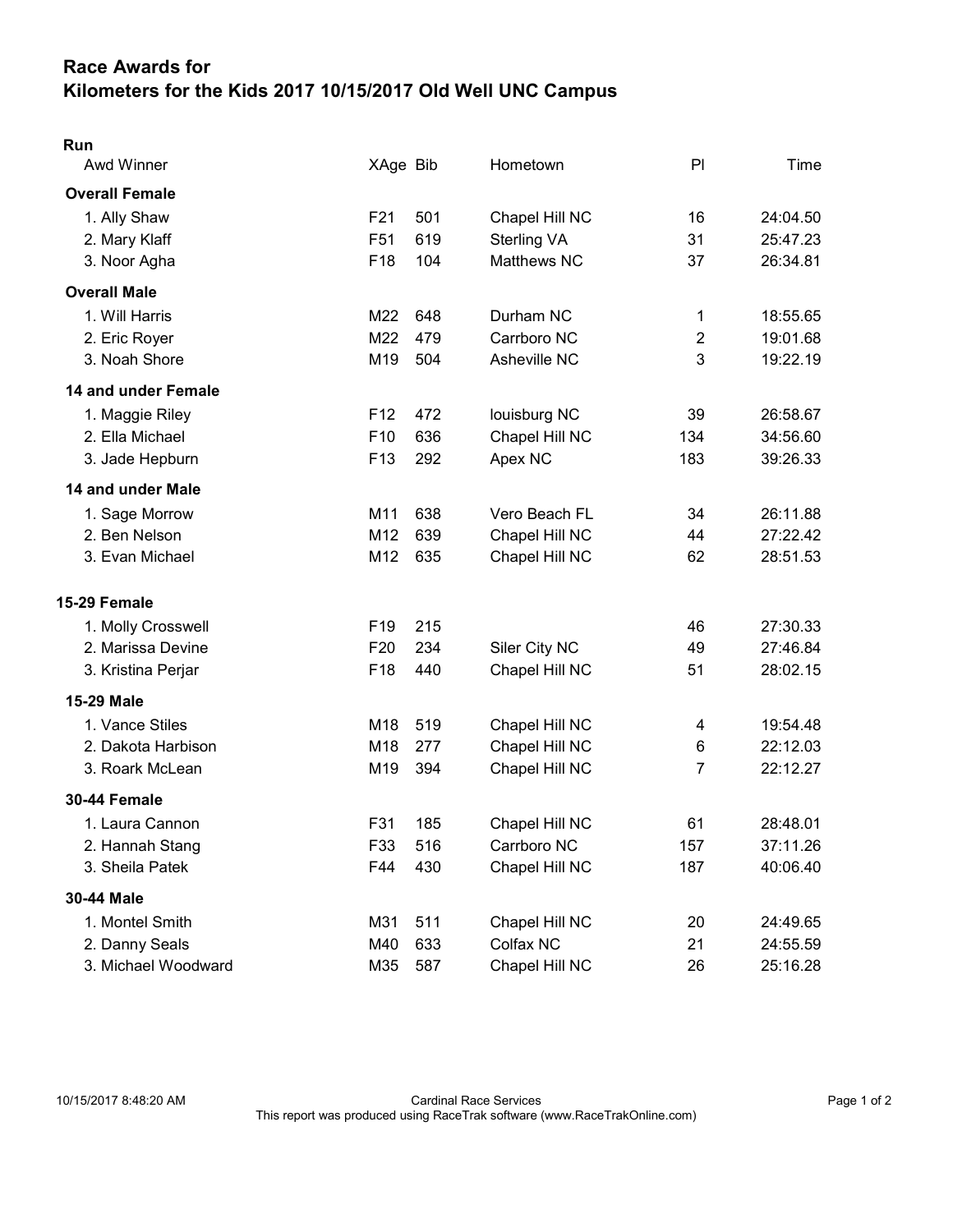# Race Awards for
# Kilometers for the Kids 2017 10/15/2017 Old Well UNC Campus

## Run

| Awd Winner | XAge | Bib | Hometown | Pl | Time |
|---|---|---|---|---|---|
| **Overall Female** | | | | | |
| 1. Ally Shaw | F21 | 501 | Chapel Hill NC | 16 | 24:04.50 |
| 2. Mary Klaff | F51 | 619 | Sterling VA | 31 | 25:47.23 |
| 3. Noor Agha | F18 | 104 | Matthews NC | 37 | 26:34.81 |
| **Overall Male** | | | | | |
| 1. Will Harris | M22 | 648 | Durham NC | 1 | 18:55.65 |
| 2. Eric Royer | M22 | 479 | Carrboro NC | 2 | 19:01.68 |
| 3. Noah Shore | M19 | 504 | Asheville NC | 3 | 19:22.19 |
| **14 and under Female** | | | | | |
| 1. Maggie Riley | F12 | 472 | louisburg NC | 39 | 26:58.67 |
| 2. Ella Michael | F10 | 636 | Chapel Hill NC | 134 | 34:56.60 |
| 3. Jade Hepburn | F13 | 292 | Apex NC | 183 | 39:26.33 |
| **14 and under Male** | | | | | |
| 1. Sage Morrow | M11 | 638 | Vero Beach FL | 34 | 26:11.88 |
| 2. Ben Nelson | M12 | 639 | Chapel Hill NC | 44 | 27:22.42 |
| 3. Evan Michael | M12 | 635 | Chapel Hill NC | 62 | 28:51.53 |
| **15-29 Female** | | | | | |
| 1. Molly Crosswell | F19 | 215 | | 46 | 27:30.33 |
| 2. Marissa Devine | F20 | 234 | Siler City NC | 49 | 27:46.84 |
| 3. Kristina Perjar | F18 | 440 | Chapel Hill NC | 51 | 28:02.15 |
| **15-29 Male** | | | | | |
| 1. Vance Stiles | M18 | 519 | Chapel Hill NC | 4 | 19:54.48 |
| 2. Dakota Harbison | M18 | 277 | Chapel Hill NC | 6 | 22:12.03 |
| 3. Roark McLean | M19 | 394 | Chapel Hill NC | 7 | 22:12.27 |
| **30-44 Female** | | | | | |
| 1. Laura Cannon | F31 | 185 | Chapel Hill NC | 61 | 28:48.01 |
| 2. Hannah Stang | F33 | 516 | Carrboro NC | 157 | 37:11.26 |
| 3. Sheila Patek | F44 | 430 | Chapel Hill NC | 187 | 40:06.40 |
| **30-44 Male** | | | | | |
| 1. Montel Smith | M31 | 511 | Chapel Hill NC | 20 | 24:49.65 |
| 2. Danny Seals | M40 | 633 | Colfax NC | 21 | 24:55.59 |
| 3. Michael Woodward | M35 | 587 | Chapel Hill NC | 26 | 25:16.28 |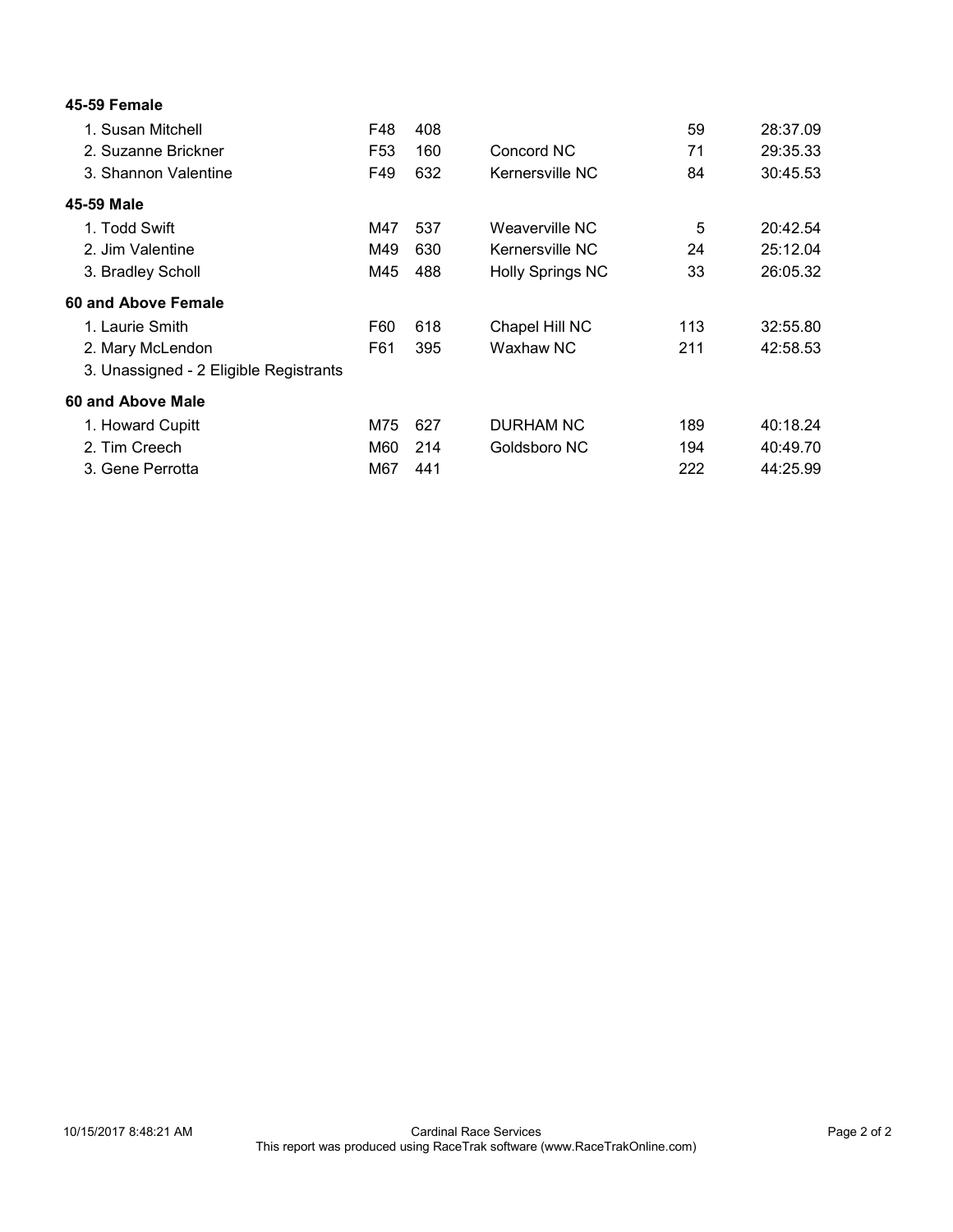**45-59 Female**

| | | | | | |
|---|---|---|---|---|---|
| 1. Susan Mitchell | F48 | 408 | | 59 | 28:37.09 |
| 2. Suzanne Brickner | F53 | 160 | Concord NC | 71 | 29:35.33 |
| 3. Shannon Valentine | F49 | 632 | Kernersville NC | 84 | 30:45.53 |

**45-59 Male**

| | | | | | |
|---|---|---|---|---|---|
| 1. Todd Swift | M47 | 537 | Weaverville NC | 5 | 20:42.54 |
| 2. Jim Valentine | M49 | 630 | Kernersville NC | 24 | 25:12.04 |
| 3. Bradley Scholl | M45 | 488 | Holly Springs NC | 33 | 26:05.32 |

**60 and Above Female**

| | | | | | |
|---|---|---|---|---|---|
| 1. Laurie Smith | F60 | 618 | Chapel Hill NC | 113 | 32:55.80 |
| 2. Mary McLendon | F61 | 395 | Waxhaw NC | 211 | 42:58.53 |
| 3. Unassigned - 2 Eligible Registrants | | | | | |

**60 and Above Male**

| | | | | | |
|---|---|---|---|---|---|
| 1. Howard Cupitt | M75 | 627 | DURHAM NC | 189 | 40:18.24 |
| 2. Tim Creech | M60 | 214 | Goldsboro NC | 194 | 40:49.70 |
| 3. Gene Perrotta | M67 | 441 | | 222 | 44:25.99 |